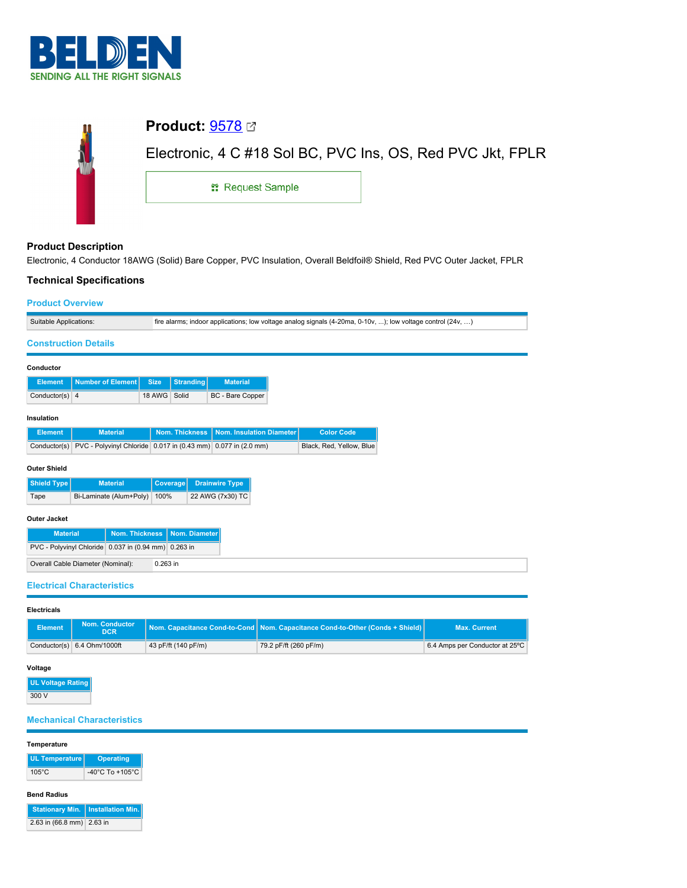# BELDEN

SENDING ALL THE RIGHT SIGNALS

## Product: 9578

Electronic, 4 C #18 Sol BC, PVC Ins, OS, Red PVC Jkt, FPLR

Request Sample

### Product Description

Electronic, 4 Conductor 18AWG (Solid) Bare Copper, PVC Insulation, Overall Beldfoil® Shield, Red PVC Outer Jacket, FPLR

### Technical Specifications

#### Product Overview

| Suitable Applications: | fire alarms; indoor applications; low voltage analog signals (4-20ma, 0-10v, ...); low voltage control (24v, ...) |
|---|---|

#### Construction Details

**Conductor**

| Element | Number of Element | Size | Stranding | Material |
|---|---|---|---|---|
| Conductor(s) | 4 | 18 AWG | Solid | BC - Bare Copper |

**Insulation**

| Element | Material | Nom. Thickness | Nom. Insulation Diameter | Color Code |
|---|---|---|---|---|
| Conductor(s) | PVC - Polyvinyl Chloride | 0.017 in (0.43 mm) | 0.077 in (2.0 mm) | Black, Red, Yellow, Blue |

**Outer Shield**

| Shield Type | Material | Coverage | Drainwire Type |
|---|---|---|---|
| Tape | Bi-Laminate (Alum+Poly) | 100% | 22 AWG (7x30) TC |

**Outer Jacket**

| Material | Nom. Thickness | Nom. Diameter |
|---|---|---|
| PVC - Polyvinyl Chloride | 0.037 in (0.94 mm) | 0.263 in |

| Overall Cable Diameter (Nominal): | 0.263 in |
|---|---|

#### Electrical Characteristics

**Electricals**

| Element | Nom. Conductor DCR | Nom. Capacitance Cond-to-Cond | Nom. Capacitance Cond-to-Other (Conds + Shield) | Max. Current |
|---|---|---|---|---|
| Conductor(s) | 6.4 Ohm/1000ft | 43 pF/ft (140 pF/m) | 79.2 pF/ft (260 pF/m) | 6.4 Amps per Conductor at 25ºC |

**Voltage**

| UL Voltage Rating |
|---|
| 300 V |

#### Mechanical Characteristics

**Temperature**

| UL Temperature | Operating |
|---|---|
| 105°C | -40°C To +105°C |

**Bend Radius**

| Stationary Min. | Installation Min. |
|---|---|
| 2.63 in (66.8 mm) | 2.63 in |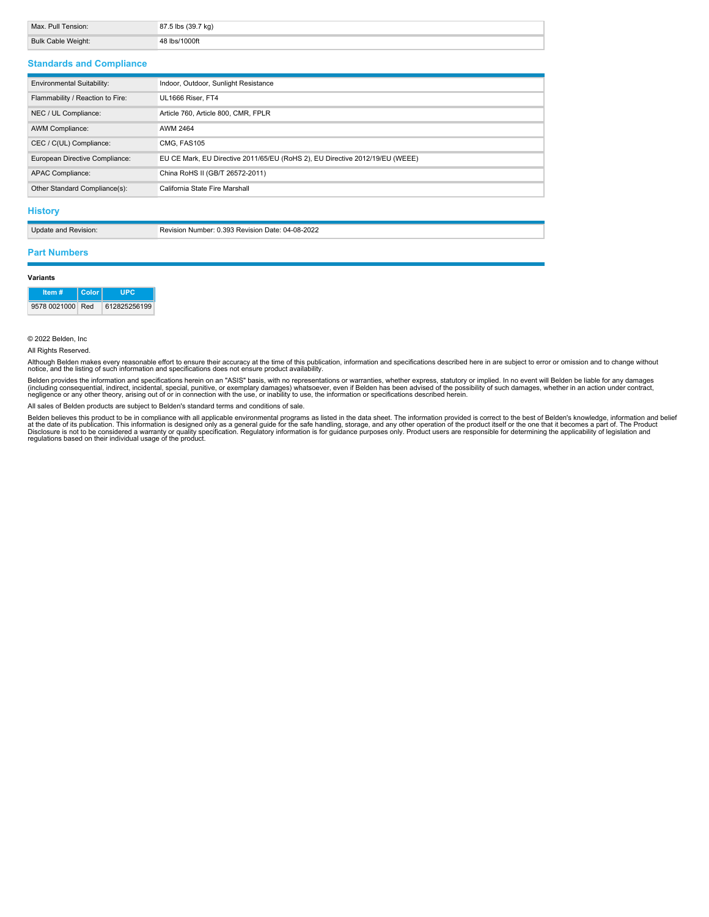| | |
|---|---|
| Max. Pull Tension: | 87.5 lbs (39.7 kg) |
| Bulk Cable Weight: | 48 lbs/1000ft |

## Standards and Compliance

| | |
|---|---|
| Environmental Suitability: | Indoor, Outdoor, Sunlight Resistance |
| Flammability / Reaction to Fire: | UL1666 Riser, FT4 |
| NEC / UL Compliance: | Article 760, Article 800, CMR, FPLR |
| AWM Compliance: | AWM 2464 |
| CEC / C(UL) Compliance: | CMG, FAS105 |
| European Directive Compliance: | EU CE Mark, EU Directive 2011/65/EU (RoHS 2), EU Directive 2012/19/EU (WEEE) |
| APAC Compliance: | China RoHS II (GB/T 26572-2011) |
| Other Standard Compliance(s): | California State Fire Marshall |

## History

| | |
|---|---|
| Update and Revision: | Revision Number: 0.393 Revision Date: 04-08-2022 |

## Part Numbers

**Variants**

| Item # | Color | UPC |
|---|---|---|
| 9578 0021000 | Red | 612825256199 |

© 2022 Belden, Inc

All Rights Reserved.

Although Belden makes every reasonable effort to ensure their accuracy at the time of this publication, information and specifications described here in are subject to error or omission and to change without notice, and the listing of such information and specifications does not ensure product availability.

Belden provides the information and specifications herein on an "ASIS" basis, with no representations or warranties, whether express, statutory or implied. In no event will Belden be liable for any damages (including consequential, indirect, incidental, special, punitive, or exemplary damages) whatsoever, even if Belden has been advised of the possibility of such damages, whether in an action under contract, negligence or any other theory, arising out of or in connection with the use, or inability to use, the information or specifications described herein.

All sales of Belden products are subject to Belden's standard terms and conditions of sale.

Belden believes this product to be in compliance with all applicable environmental programs as listed in the data sheet. The information provided is correct to the best of Belden's knowledge, information and belief at the date of its publication. This information is designed only as a general guide for the safe handling, storage, and any other operation of the product itself or the one that it becomes a part of. The Product Disclosure is not to be considered a warranty or quality specification. Regulatory information is for guidance purposes only. Product users are responsible for determining the applicability of legislation and regulations based on their individual usage of the product.